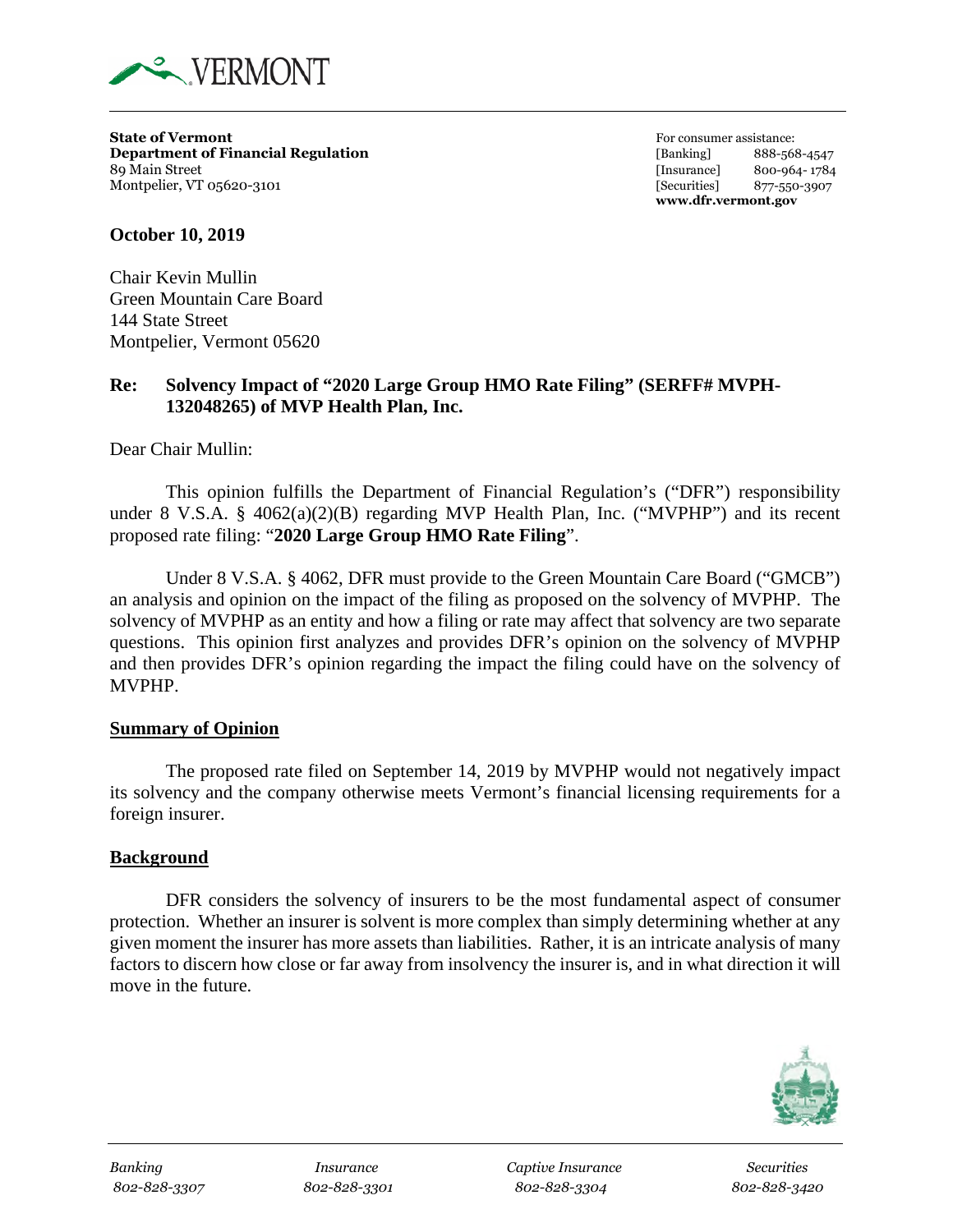VERMONT

**State of Vermont**
**Department of Financial Regulation**
89 Main Street
Montpelier, VT 05620-3101

For consumer assistance:
[Banking] 888-568-4547
[Insurance] 800-964-1784
[Securities] 877-550-3907
**www.dfr.vermont.gov**

**October 10, 2019**

Chair Kevin Mullin
Green Mountain Care Board
144 State Street
Montpelier, Vermont 05620

**Re: Solvency Impact of "2020 Large Group HMO Rate Filing" (SERFF# MVPH-132048265) of MVP Health Plan, Inc.**

Dear Chair Mullin:

This opinion fulfills the Department of Financial Regulation's ("DFR") responsibility under 8 V.S.A. § 4062(a)(2)(B) regarding MVP Health Plan, Inc. ("MVPHP") and its recent proposed rate filing: "**2020 Large Group HMO Rate Filing**".

Under 8 V.S.A. § 4062, DFR must provide to the Green Mountain Care Board ("GMCB") an analysis and opinion on the impact of the filing as proposed on the solvency of MVPHP. The solvency of MVPHP as an entity and how a filing or rate may affect that solvency are two separate questions. This opinion first analyzes and provides DFR's opinion on the solvency of MVPHP and then provides DFR's opinion regarding the impact the filing could have on the solvency of MVPHP.

## Summary of Opinion

The proposed rate filed on September 14, 2019 by MVPHP would not negatively impact its solvency and the company otherwise meets Vermont's financial licensing requirements for a foreign insurer.

## Background

DFR considers the solvency of insurers to be the most fundamental aspect of consumer protection. Whether an insurer is solvent is more complex than simply determining whether at any given moment the insurer has more assets than liabilities. Rather, it is an intricate analysis of many factors to discern how close or far away from insolvency the insurer is, and in what direction it will move in the future.

*Banking* 802-828-3307 | *Insurance* 802-828-3301 | *Captive Insurance* 802-828-3304 | *Securities* 802-828-3420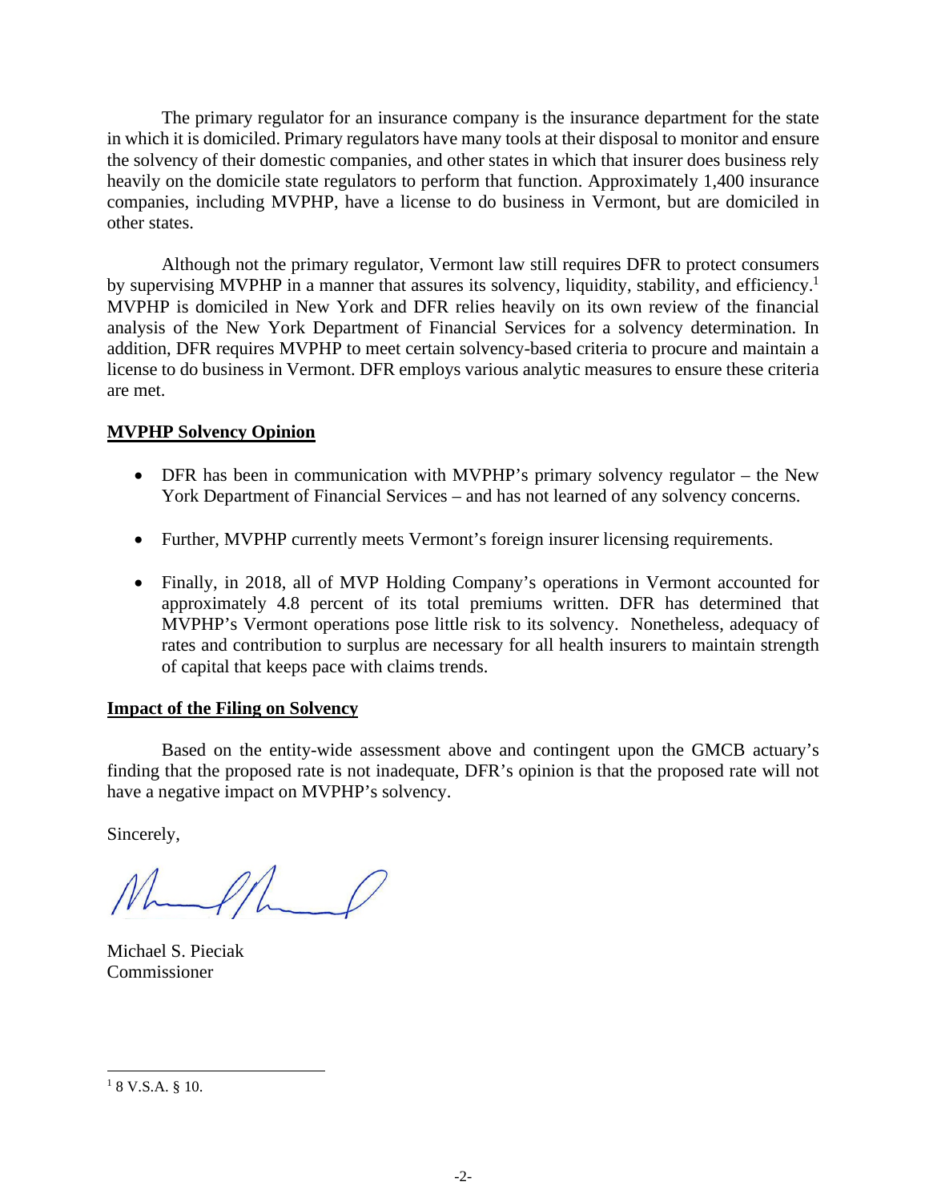The primary regulator for an insurance company is the insurance department for the state in which it is domiciled. Primary regulators have many tools at their disposal to monitor and ensure the solvency of their domestic companies, and other states in which that insurer does business rely heavily on the domicile state regulators to perform that function. Approximately 1,400 insurance companies, including MVPHP, have a license to do business in Vermont, but are domiciled in other states.

Although not the primary regulator, Vermont law still requires DFR to protect consumers by supervising MVPHP in a manner that assures its solvency, liquidity, stability, and efficiency.[1] MVPHP is domiciled in New York and DFR relies heavily on its own review of the financial analysis of the New York Department of Financial Services for a solvency determination. In addition, DFR requires MVPHP to meet certain solvency-based criteria to procure and maintain a license to do business in Vermont. DFR employs various analytic measures to ensure these criteria are met.

**MVPHP Solvency Opinion**

- DFR has been in communication with MVPHP's primary solvency regulator – the New York Department of Financial Services – and has not learned of any solvency concerns.
- Further, MVPHP currently meets Vermont's foreign insurer licensing requirements.
- Finally, in 2018, all of MVP Holding Company's operations in Vermont accounted for approximately 4.8 percent of its total premiums written. DFR has determined that MVPHP's Vermont operations pose little risk to its solvency. Nonetheless, adequacy of rates and contribution to surplus are necessary for all health insurers to maintain strength of capital that keeps pace with claims trends.

**Impact of the Filing on Solvency**

Based on the entity-wide assessment above and contingent upon the GMCB actuary's finding that the proposed rate is not inadequate, DFR's opinion is that the proposed rate will not have a negative impact on MVPHP's solvency.

Sincerely,

Michael S. Pieciak
Commissioner

[1] 8 V.S.A. § 10.